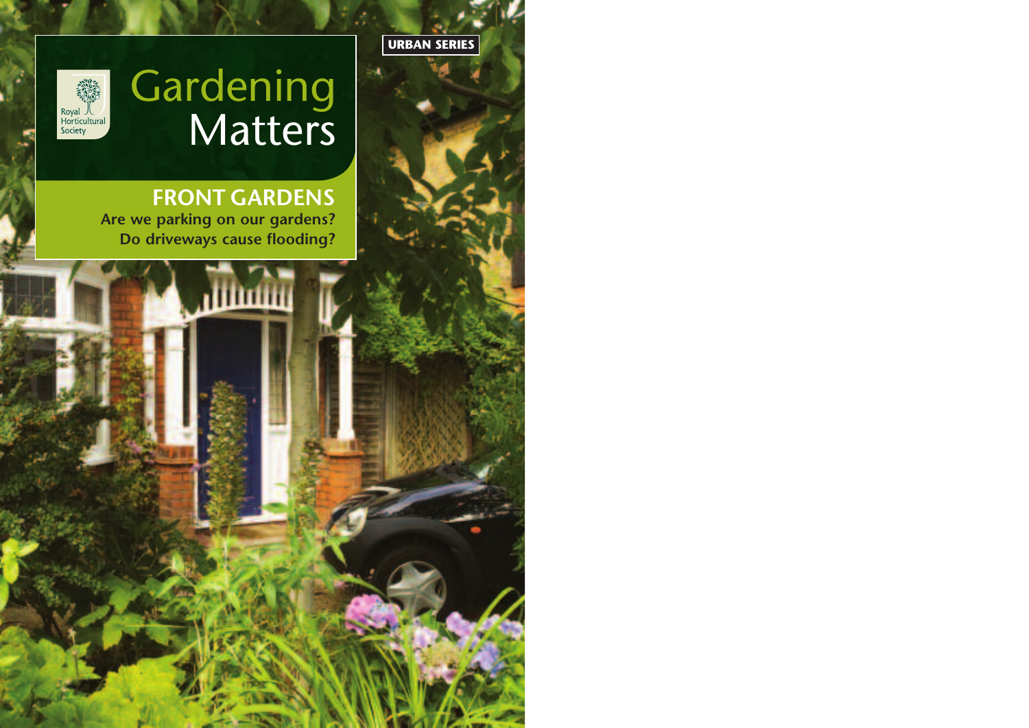URBAN SERIES

Royal Horticultural Society

# Gardening Matters

## FRONT GARDENS

**Are we parking on our gardens?**
**Do driveways cause flooding?**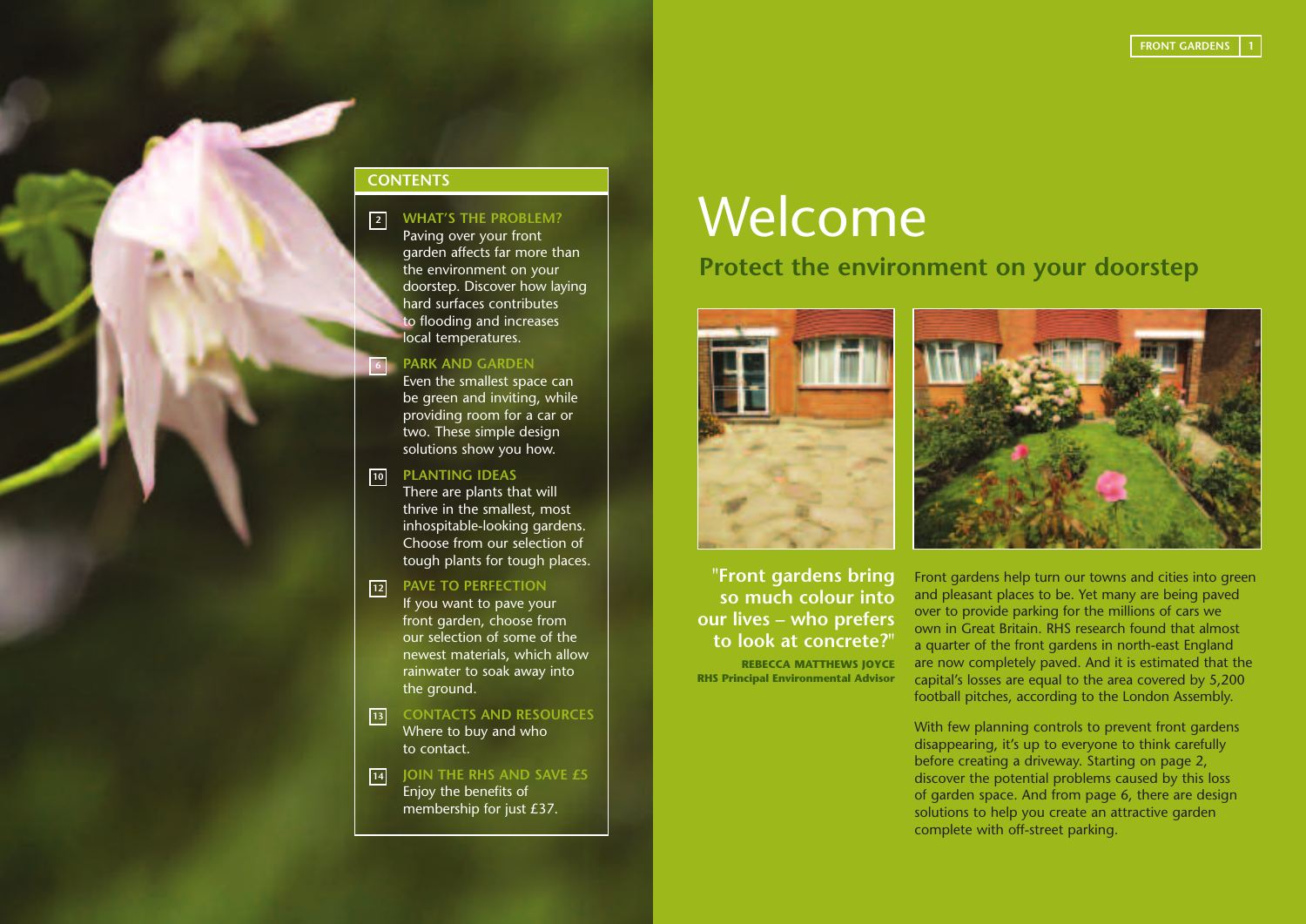## CONTENTS

**2 WHAT'S THE PROBLEM?**
Paving over your front garden affects far more than the environment on your doorstep. Discover how laying hard surfaces contributes to flooding and increases local temperatures.

**6 PARK AND GARDEN**
Even the smallest space can be green and inviting, while providing room for a car or two. These simple design solutions show you how.

**10 PLANTING IDEAS**
There are plants that will thrive in the smallest, most inhospitable-looking gardens. Choose from our selection of tough plants for tough places.

**12 PAVE TO PERFECTION**
If you want to pave your front garden, choose from our selection of some of the newest materials, which allow rainwater to soak away into the ground.

**13 CONTACTS AND RESOURCES**
Where to buy and who to contact.

**14 JOIN THE RHS AND SAVE £5**
Enjoy the benefits of membership for just £37.

# Welcome

## Protect the environment on your doorstep

**"Front gardens bring so much colour into our lives – who prefers to look at concrete?"**

**REBECCA MATTHEWS JOYCE**
**RHS Principal Environmental Advisor**

Front gardens help turn our towns and cities into green and pleasant places to be. Yet many are being paved over to provide parking for the millions of cars we own in Great Britain. RHS research found that almost a quarter of the front gardens in north-east England are now completely paved. And it is estimated that the capital's losses are equal to the area covered by 5,200 football pitches, according to the London Assembly.

With few planning controls to prevent front gardens disappearing, it's up to everyone to think carefully before creating a driveway. Starting on page 2, discover the potential problems caused by this loss of garden space. And from page 6, there are design solutions to help you create an attractive garden complete with off-street parking.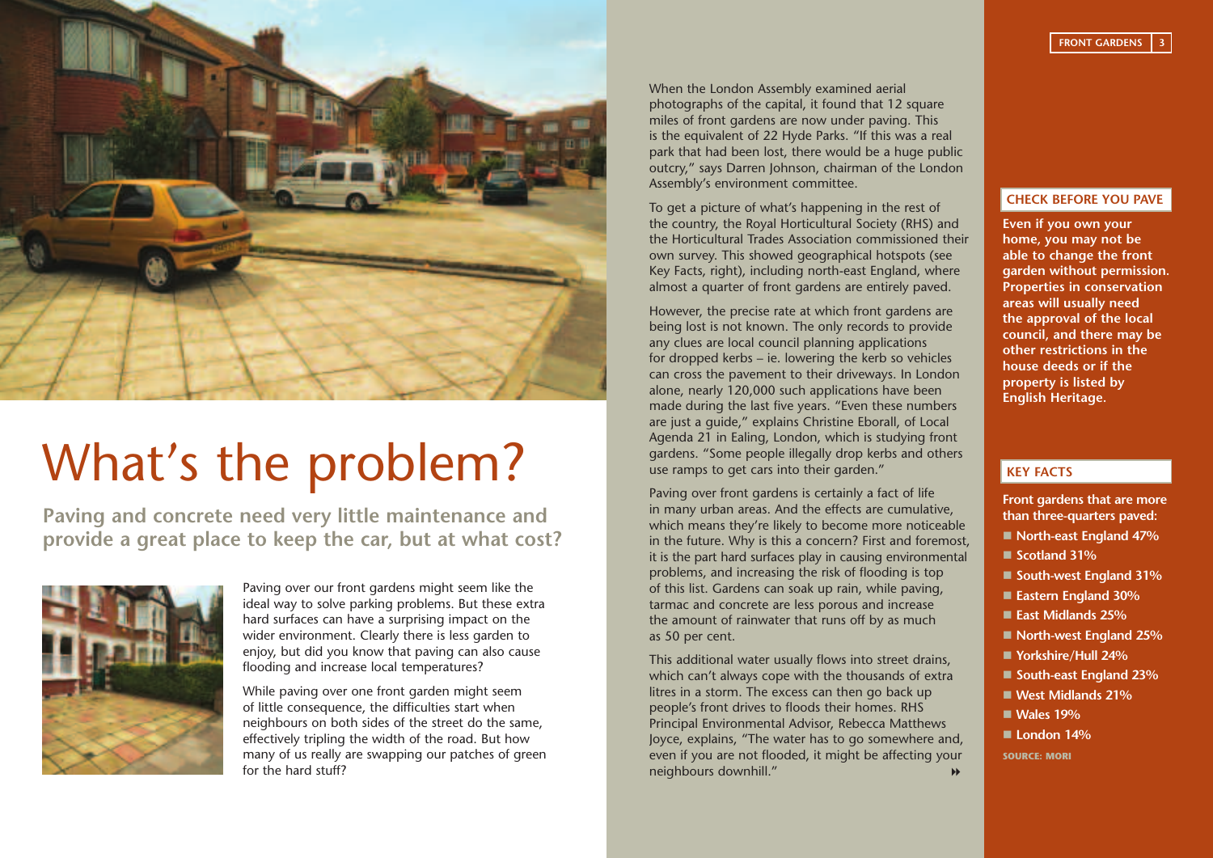# What's the problem?

**Paving and concrete need very little maintenance and provide a great place to keep the car, but at what cost?**

Paving over our front gardens might seem like the ideal way to solve parking problems. But these extra hard surfaces can have a surprising impact on the wider environment. Clearly there is less garden to enjoy, but did you know that paving can also cause flooding and increase local temperatures?

While paving over one front garden might seem of little consequence, the difficulties start when neighbours on both sides of the street do the same, effectively tripling the width of the road. But how many of us really are swapping our patches of green for the hard stuff?

When the London Assembly examined aerial photographs of the capital, it found that 12 square miles of front gardens are now under paving. This is the equivalent of 22 Hyde Parks. "If this was a real park that had been lost, there would be a huge public outcry," says Darren Johnson, chairman of the London Assembly's environment committee.

To get a picture of what's happening in the rest of the country, the Royal Horticultural Society (RHS) and the Horticultural Trades Association commissioned their own survey. This showed geographical hotspots (see Key Facts, right), including north-east England, where almost a quarter of front gardens are entirely paved.

However, the precise rate at which front gardens are being lost is not known. The only records to provide any clues are local council planning applications for dropped kerbs – ie. lowering the kerb so vehicles can cross the pavement to their driveways. In London alone, nearly 120,000 such applications have been made during the last five years. "Even these numbers are just a guide," explains Christine Eborall, of Local Agenda 21 in Ealing, London, which is studying front gardens. "Some people illegally drop kerbs and others use ramps to get cars into their garden."

Paving over front gardens is certainly a fact of life in many urban areas. And the effects are cumulative, which means they're likely to become more noticeable in the future. Why is this a concern? First and foremost, it is the part hard surfaces play in causing environmental problems, and increasing the risk of flooding is top of this list. Gardens can soak up rain, while paving, tarmac and concrete are less porous and increase the amount of rainwater that runs off by as much as 50 per cent.

This additional water usually flows into street drains, which can't always cope with the thousands of extra litres in a storm. The excess can then go back up people's front drives to floods their homes. RHS Principal Environmental Advisor, Rebecca Matthews Joyce, explains, "The water has to go somewhere and, even if you are not flooded, it might be affecting your neighbours downhill."

## CHECK BEFORE YOU PAVE

**Even if you own your home, you may not be able to change the front garden without permission. Properties in conservation areas will usually need the approval of the local council, and there may be other restrictions in the house deeds or if the property is listed by English Heritage.**

## KEY FACTS

**Front gardens that are more than three-quarters paved:**

- **North-east England 47%**
- **Scotland 31%**
- **South-west England 31%**
- **Eastern England 30%**
- **East Midlands 25%**
- **North-west England 25%**
- **Yorkshire/Hull 24%**
- **South-east England 23%**
- **West Midlands 21%**
- **Wales 19%**
- **London 14%**

SOURCE: MORI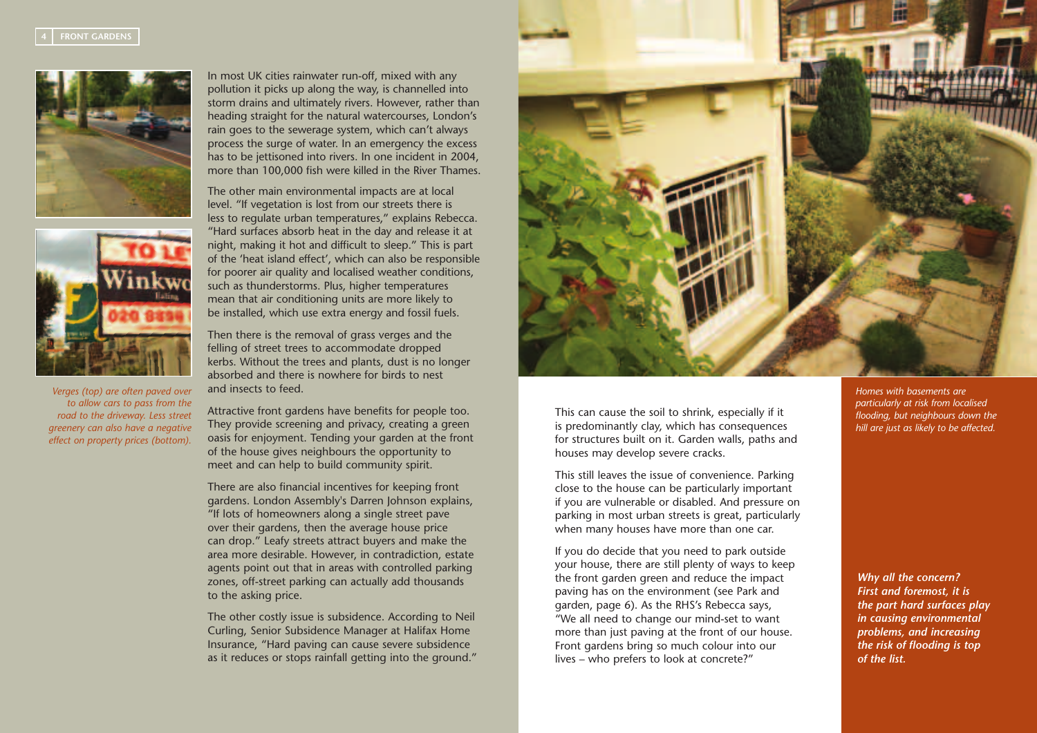*Verges (top) are often paved over to allow cars to pass from the road to the driveway. Less street greenery can also have a negative effect on property prices (bottom).*

In most UK cities rainwater run-off, mixed with any pollution it picks up along the way, is channelled into storm drains and ultimately rivers. However, rather than heading straight for the natural watercourses, London's rain goes to the sewerage system, which can't always process the surge of water. In an emergency the excess has to be jettisoned into rivers. In one incident in 2004, more than 100,000 fish were killed in the River Thames.

The other main environmental impacts are at local level. "If vegetation is lost from our streets there is less to regulate urban temperatures," explains Rebecca. "Hard surfaces absorb heat in the day and release it at night, making it hot and difficult to sleep." This is part of the 'heat island effect', which can also be responsible for poorer air quality and localised weather conditions, such as thunderstorms. Plus, higher temperatures mean that air conditioning units are more likely to be installed, which use extra energy and fossil fuels.

Then there is the removal of grass verges and the felling of street trees to accommodate dropped kerbs. Without the trees and plants, dust is no longer absorbed and there is nowhere for birds to nest and insects to feed.

Attractive front gardens have benefits for people too. They provide screening and privacy, creating a green oasis for enjoyment. Tending your garden at the front of the house gives neighbours the opportunity to meet and can help to build community spirit.

There are also financial incentives for keeping front gardens. London Assembly's Darren Johnson explains, "If lots of homeowners along a single street pave over their gardens, then the average house price can drop." Leafy streets attract buyers and make the area more desirable. However, in contradiction, estate agents point out that in areas with controlled parking zones, off-street parking can actually add thousands to the asking price.

The other costly issue is subsidence. According to Neil Curling, Senior Subsidence Manager at Halifax Home Insurance, "Hard paving can cause severe subsidence as it reduces or stops rainfall getting into the ground." This can cause the soil to shrink, especially if it is predominantly clay, which has consequences for structures built on it. Garden walls, paths and houses may develop severe cracks.

This still leaves the issue of convenience. Parking close to the house can be particularly important if you are vulnerable or disabled. And pressure on parking in most urban streets is great, particularly when many houses have more than one car.

If you do decide that you need to park outside your house, there are still plenty of ways to keep the front garden green and reduce the impact paving has on the environment (see Park and garden, page 6). As the RHS's Rebecca says, "We all need to change our mind-set to want more than just paving at the front of our house. Front gardens bring so much colour into our lives – who prefers to look at concrete?"

*Homes with basements are particularly at risk from localised flooding, but neighbours down the hill are just as likely to be affected.*

***Why all the concern? First and foremost, it is the part hard surfaces play in causing environmental problems, and increasing the risk of flooding is top of the list.***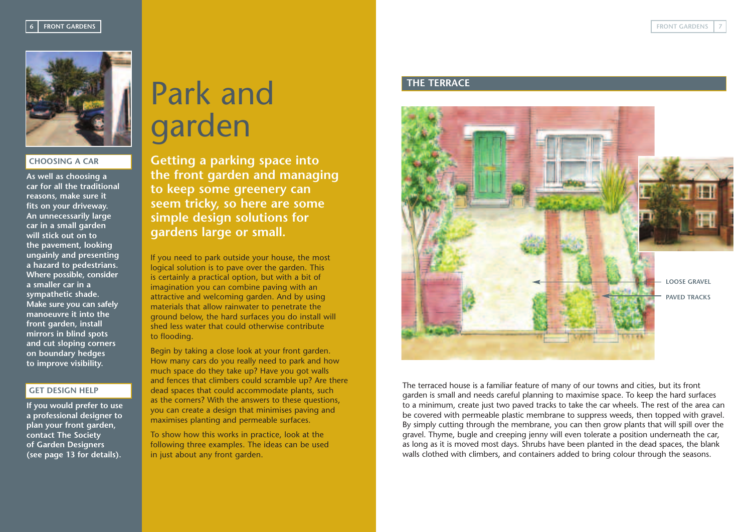## CHOOSING A CAR

As well as choosing a car for all the traditional reasons, make sure it fits on your driveway. An unnecessarily large car in a small garden will stick out on to the pavement, looking ungainly and presenting a hazard to pedestrians. Where possible, consider a smaller car in a sympathetic shade. Make sure you can safely manoeuvre it into the front garden, install mirrors in blind spots and cut sloping corners on boundary hedges to improve visibility.

## GET DESIGN HELP

If you would prefer to use a professional designer to plan your front garden, contact The Society of Garden Designers (see page 13 for details).

# Park and garden

**Getting a parking space into the front garden and managing to keep some greenery can seem tricky, so here are some simple design solutions for gardens large or small.**

If you need to park outside your house, the most logical solution is to pave over the garden. This is certainly a practical option, but with a bit of imagination you can combine paving with an attractive and welcoming garden. And by using materials that allow rainwater to penetrate the ground below, the hard surfaces you do install will shed less water that could otherwise contribute to flooding.

Begin by taking a close look at your front garden. How many cars do you really need to park and how much space do they take up? Have you got walls and fences that climbers could scramble up? Are there dead spaces that could accommodate plants, such as the corners? With the answers to these questions, you can create a design that minimises paving and maximises planting and permeable surfaces.

To show how this works in practice, look at the following three examples. The ideas can be used in just about any front garden.

## THE TERRACE

LOOSE GRAVEL

PAVED TRACKS

The terraced house is a familiar feature of many of our towns and cities, but its front garden is small and needs careful planning to maximise space. To keep the hard surfaces to a minimum, create just two paved tracks to take the car wheels. The rest of the area can be covered with permeable plastic membrane to suppress weeds, then topped with gravel. By simply cutting through the membrane, you can then grow plants that will spill over the gravel. Thyme, bugle and creeping jenny will even tolerate a position underneath the car, as long as it is moved most days. Shrubs have been planted in the dead spaces, the blank walls clothed with climbers, and containers added to bring colour through the seasons.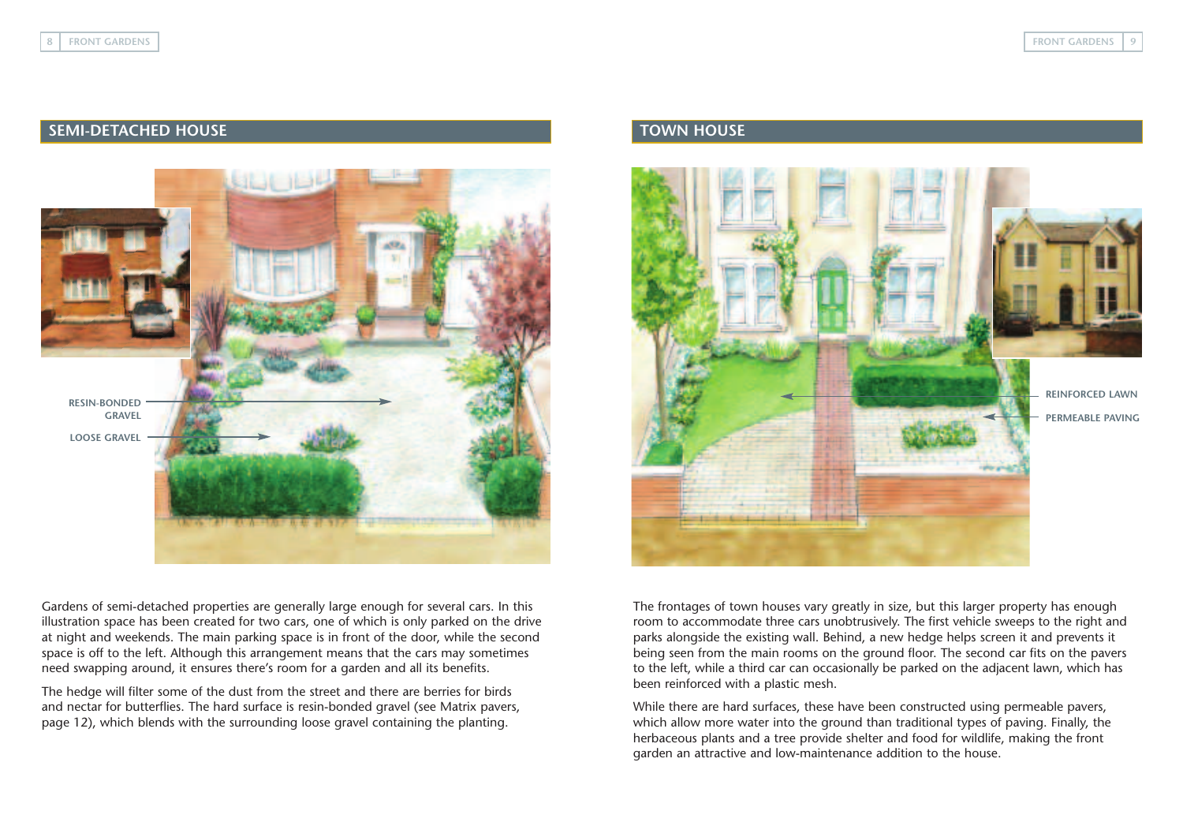## SEMI-DETACHED HOUSE

RESIN-BONDED GRAVEL

LOOSE GRAVEL

Gardens of semi-detached properties are generally large enough for several cars. In this illustration space has been created for two cars, one of which is only parked on the drive at night and weekends. The main parking space is in front of the door, while the second space is off to the left. Although this arrangement means that the cars may sometimes need swapping around, it ensures there's room for a garden and all its benefits.

The hedge will filter some of the dust from the street and there are berries for birds and nectar for butterflies. The hard surface is resin-bonded gravel (see Matrix pavers, page 12), which blends with the surrounding loose gravel containing the planting.

## TOWN HOUSE

REINFORCED LAWN

PERMEABLE PAVING

The frontages of town houses vary greatly in size, but this larger property has enough room to accommodate three cars unobtrusively. The first vehicle sweeps to the right and parks alongside the existing wall. Behind, a new hedge helps screen it and prevents it being seen from the main rooms on the ground floor. The second car fits on the pavers to the left, while a third car can occasionally be parked on the adjacent lawn, which has been reinforced with a plastic mesh.

While there are hard surfaces, these have been constructed using permeable pavers, which allow more water into the ground than traditional types of paving. Finally, the herbaceous plants and a tree provide shelter and food for wildlife, making the front garden an attractive and low-maintenance addition to the house.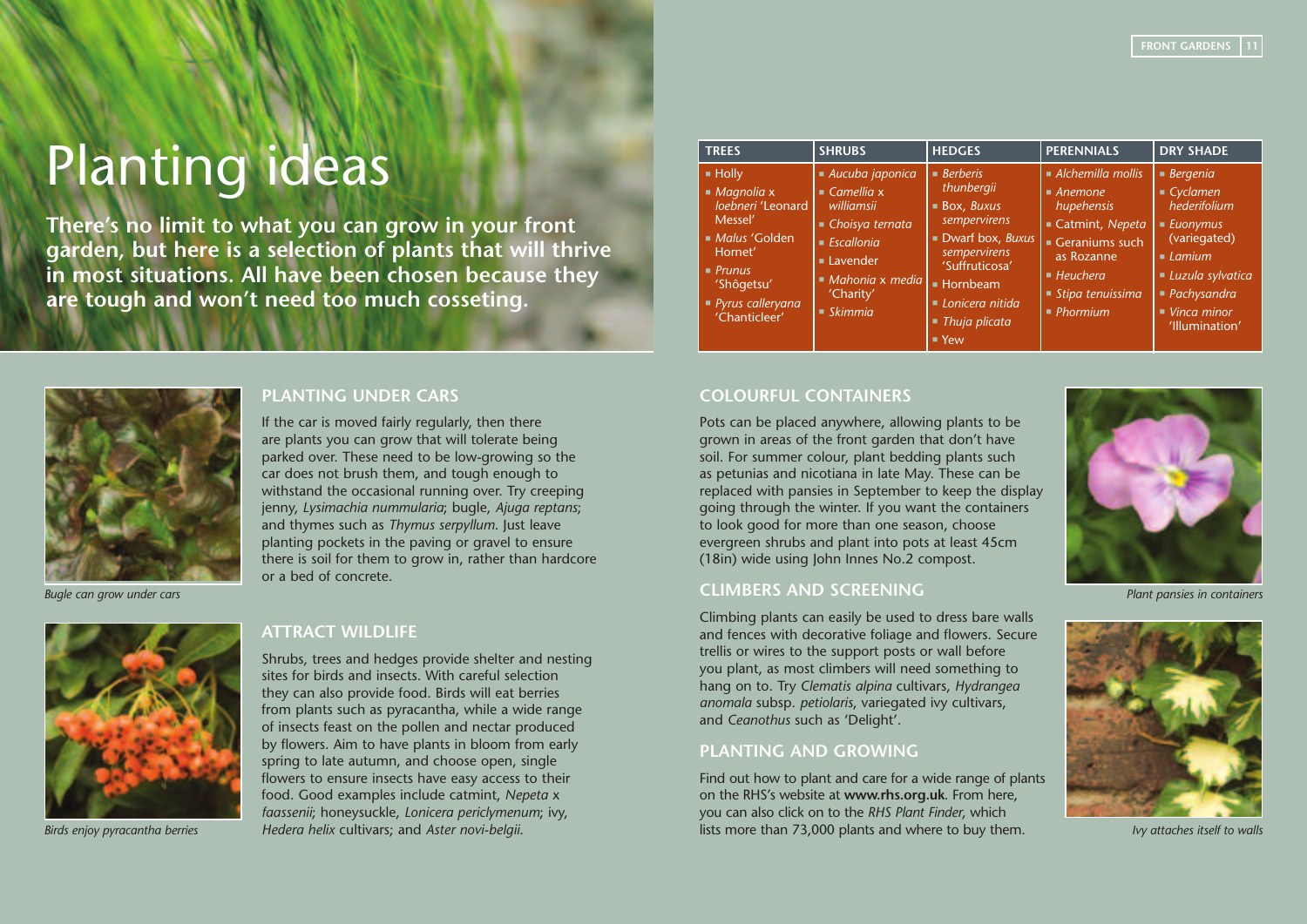# Planting ideas

**There's no limit to what you can grow in your front garden, but here is a selection of plants that will thrive in most situations. All have been chosen because they are tough and won't need too much cosseting.**

| TREES | SHRUBS | HEDGES | PERENNIALS | DRY SHADE |
|---|---|---|---|---|
| ▪ Holly<br>▪ *Magnolia* x *loebneri* 'Leonard Messel'<br>▪ *Malus* 'Golden Hornet'<br>▪ *Prunus* 'Shôgetsu'<br>▪ *Pyrus calleryana* 'Chanticleer' | ▪ *Aucuba japonica*<br>▪ *Camellia* x *williamsii*<br>▪ *Choisya ternata*<br>▪ *Escallonia*<br>▪ Lavender<br>▪ *Mahonia* x *media* 'Charity'<br>▪ *Skimmia* | ▪ *Berberis thunbergii*<br>▪ Box, *Buxus sempervirens*<br>▪ Dwarf box, *Buxus sempervirens* 'Suffruticosa'<br>▪ Hornbeam<br>▪ *Lonicera nitida*<br>▪ *Thuja plicata*<br>▪ Yew | ▪ *Alchemilla mollis*<br>▪ *Anemone hupehensis*<br>▪ Catmint, *Nepeta*<br>▪ Geraniums such as Rozanne<br>▪ *Heuchera*<br>▪ *Stipa tenuissima*<br>▪ *Phormium* | ▪ *Bergenia*<br>▪ *Cyclamen hederifolium*<br>▪ *Euonymus* (variegated)<br>▪ *Lamium*<br>▪ *Luzula sylvatica*<br>▪ *Pachysandra*<br>▪ *Vinca minor* 'Illumination' |

## PLANTING UNDER CARS

If the car is moved fairly regularly, then there are plants you can grow that will tolerate being parked over. These need to be low-growing so the car does not brush them, and tough enough to withstand the occasional running over. Try creeping jenny, *Lysimachia nummularia*; bugle, *Ajuga reptans*; and thymes such as *Thymus serpyllum*. Just leave planting pockets in the paving or gravel to ensure there is soil for them to grow in, rather than hardcore or a bed of concrete.

*Bugle can grow under cars*

## ATTRACT WILDLIFE

Shrubs, trees and hedges provide shelter and nesting sites for birds and insects. With careful selection they can also provide food. Birds will eat berries from plants such as pyracantha, while a wide range of insects feast on the pollen and nectar produced by flowers. Aim to have plants in bloom from early spring to late autumn, and choose open, single flowers to ensure insects have easy access to their food. Good examples include catmint, *Nepeta* x *faassenii*; honeysuckle, *Lonicera periclymenum*; ivy, *Hedera helix* cultivars; and *Aster novi-belgii*.

*Birds enjoy pyracantha berries*

## COLOURFUL CONTAINERS

Pots can be placed anywhere, allowing plants to be grown in areas of the front garden that don't have soil. For summer colour, plant bedding plants such as petunias and nicotiana in late May. These can be replaced with pansies in September to keep the display going through the winter. If you want the containers to look good for more than one season, choose evergreen shrubs and plant into pots at least 45cm (18in) wide using John Innes No.2 compost.

*Plant pansies in containers*

## CLIMBERS AND SCREENING

Climbing plants can easily be used to dress bare walls and fences with decorative foliage and flowers. Secure trellis or wires to the support posts or wall before you plant, as most climbers will need something to hang on to. Try *Clematis alpina* cultivars, *Hydrangea anomala* subsp. *petiolaris*, variegated ivy cultivars, and *Ceanothus* such as 'Delight'.

## PLANTING AND GROWING

Find out how to plant and care for a wide range of plants on the RHS's website at **www.rhs.org.uk**. From here, you can also click on to the *RHS Plant Finder*, which lists more than 73,000 plants and where to buy them.

*Ivy attaches itself to walls*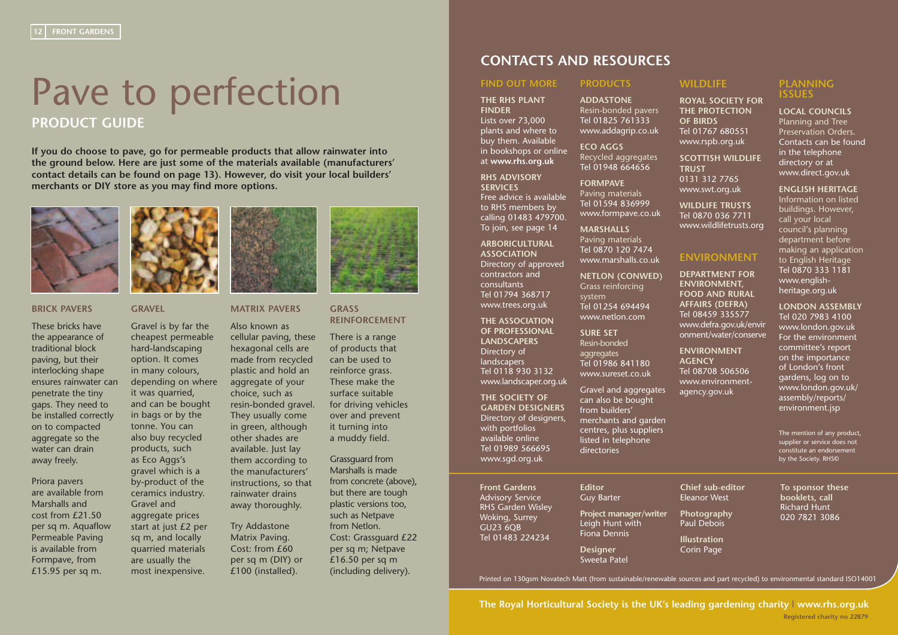# Pave to perfection

## PRODUCT GUIDE

**If you do choose to pave, go for permeable products that allow rainwater into the ground below. Here are just some of the materials available (manufacturers' contact details can be found on page 13). However, do visit your local builders' merchants or DIY store as you may find more options.**

### BRICK PAVERS

These bricks have the appearance of traditional block paving, but their interlocking shape ensures rainwater can penetrate the tiny gaps. They need to be installed correctly on to compacted aggregate so the water can drain away freely.

Priora pavers are available from Marshalls and cost from £21.50 per sq m. Aquaflow Permeable Paving is available from Formpave, from £15.95 per sq m.

### GRAVEL

Gravel is by far the cheapest permeable hard-landscaping option. It comes in many colours, depending on where it was quarried, and can be bought in bags or by the tonne. You can also buy recycled products, such as Eco Aggs's gravel which is a by-product of the ceramics industry. Gravel and aggregate prices start at just £2 per sq m, and locally quarried materials are usually the most inexpensive.

### MATRIX PAVERS

Also known as cellular paving, these hexagonal cells are made from recycled plastic and hold an aggregate of your choice, such as resin-bonded gravel. They usually come in green, although other shades are available. Just lay them according to the manufacturers' instructions, so that rainwater drains away thoroughly.

Try Addastone Matrix Paving. Cost: from £60 per sq m (DIY) or £100 (installed).

### GRASS REINFORCEMENT

There is a range of products that can be used to reinforce grass. These make the surface suitable for driving vehicles over and prevent it turning into a muddy field.

Grassguard from Marshalls is made from concrete (above), but there are tough plastic versions too, such as Netpave from Netlon. Cost: Grassguard £22 per sq m; Netpave £16.50 per sq m (including delivery).

## CONTACTS AND RESOURCES

### FIND OUT MORE

**THE RHS PLANT FINDER**
Lists over 73,000 plants and where to buy them. Available in bookshops or online at **www.rhs.org.uk**

**RHS ADVISORY SERVICES**
Free advice is available to RHS members by calling 01483 479700. To join, see page 14

**ARBORICULTURAL ASSOCIATION**
Directory of approved contractors and consultants
Tel 01794 368717
www.trees.org.uk

**THE ASSOCIATION OF PROFESSIONAL LANDSCAPERS**
Directory of landscapers
Tel 0118 930 3132
www.landscaper.org.uk

**THE SOCIETY OF GARDEN DESIGNERS**
Directory of designers, with portfolios available online
Tel 01989 566695
www.sgd.org.uk

### PRODUCTS

**ADDASTONE**
Resin-bonded pavers
Tel 01825 761333
www.addagrip.co.uk

**ECO AGGS**
Recycled aggregates
Tel 01948 664656

**FORMPAVE**
Paving materials
Tel 01594 836999
www.formpave.co.uk

**MARSHALLS**
Paving materials
Tel 0870 120 7474
www.marshalls.co.uk

**NETLON (CONWED)**
Grass reinforcing system
Tel 01254 694494
www.netlon.com

**SURE SET**
Resin-bonded aggregates
Tel 01986 841180
www.sureset.co.uk

Gravel and aggregates can also be bought from builders' merchants and garden centres, plus suppliers listed in telephone directories

### WILDLIFE

**ROYAL SOCIETY FOR THE PROTECTION OF BIRDS**
Tel 01767 680551
www.rspb.org.uk

**SCOTTISH WILDLIFE TRUST**
0131 312 7765
www.swt.org.uk

**WILDLIFE TRUSTS**
Tel 0870 036 7711
www.wildlifetrusts.org

### ENVIRONMENT

**DEPARTMENT FOR ENVIRONMENT, FOOD AND RURAL AFFAIRS (DEFRA)**
Tel 08459 335577
www.defra.gov.uk/environment/water/conserve

**ENVIRONMENT AGENCY**
Tel 08708 506506
www.environment-agency.gov.uk

### PLANNING ISSUES

**LOCAL COUNCILS**
Planning and Tree Preservation Orders. Contacts can be found in the telephone directory or at www.direct.gov.uk

**ENGLISH HERITAGE**
Information on listed buildings. However, call your local council's planning department before making an application to English Heritage
Tel 0870 333 1181
www.english-heritage.org.uk

**LONDON ASSEMBLY**
Tel 020 7983 4100
www.london.gov.uk
For the environment committee's report on the importance of London's front gardens, log on to www.london.gov.uk/assembly/reports/environment.jsp

The mention of any product, supplier or service does not constitute an endorsement by the Society. RHS©

**Front Gardens**
Advisory Service
RHS Garden Wisley
Woking, Surrey
GU23 6QB
Tel 01483 224234

**Editor**
Guy Barter

**Project manager/writer**
Leigh Hunt with Fiona Dennis

**Designer**
Sweeta Patel

**Chief sub-editor**
Eleanor West

**Photography**
Paul Debois

**Illustration**
Corin Page

**To sponsor these booklets, call**
Richard Hunt
020 7821 3086

Printed on 130gsm Novatech Matt (from sustainable/renewable sources and part recycled) to environmental standard ISO14001

**The Royal Horticultural Society is the UK's leading gardening charity | www.rhs.org.uk**

**Registered charity no 22879**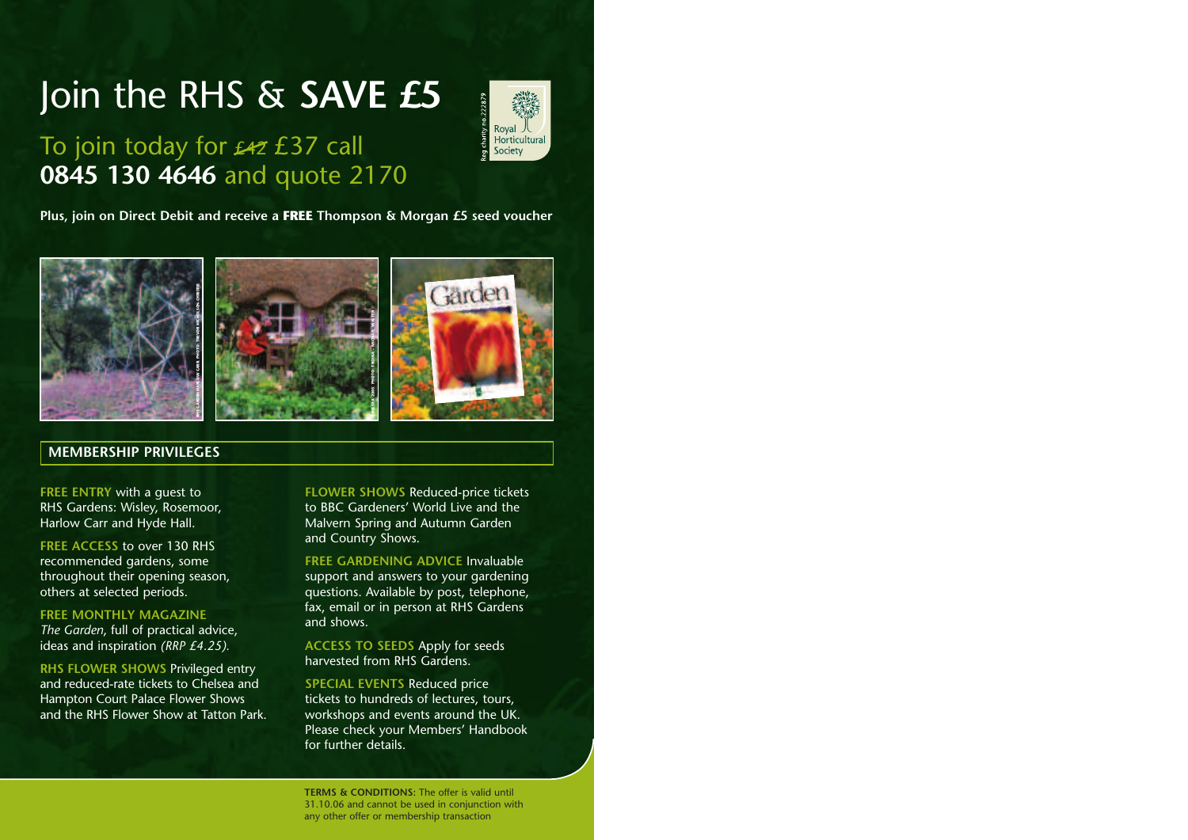# Join the RHS & **SAVE £5**

## To join today for ~~£42~~ £37 call **0845 130 4646** and quote 2170

Reg charity no.222879

Royal Horticultural Society

**Plus, join on Direct Debit and receive a FREE Thompson & Morgan £5 seed voucher**

### MEMBERSHIP PRIVILEGES

**FREE ENTRY** with a guest to RHS Gardens: Wisley, Rosemoor, Harlow Carr and Hyde Hall.

**FREE ACCESS** to over 130 RHS recommended gardens, some throughout their opening season, others at selected periods.

**FREE MONTHLY MAGAZINE** *The Garden*, full of practical advice, ideas and inspiration *(RRP £4.25).*

**RHS FLOWER SHOWS** Privileged entry and reduced-rate tickets to Chelsea and Hampton Court Palace Flower Shows and the RHS Flower Show at Tatton Park.

**FLOWER SHOWS** Reduced-price tickets to BBC Gardeners' World Live and the Malvern Spring and Autumn Garden and Country Shows.

**FREE GARDENING ADVICE** Invaluable support and answers to your gardening questions. Available by post, telephone, fax, email or in person at RHS Gardens and shows.

**ACCESS TO SEEDS** Apply for seeds harvested from RHS Gardens.

**SPECIAL EVENTS** Reduced price tickets to hundreds of lectures, tours, workshops and events around the UK. Please check your Members' Handbook for further details.

**TERMS & CONDITIONS:** The offer is valid until 31.10.06 and cannot be used in conjunction with any other offer or membership transaction